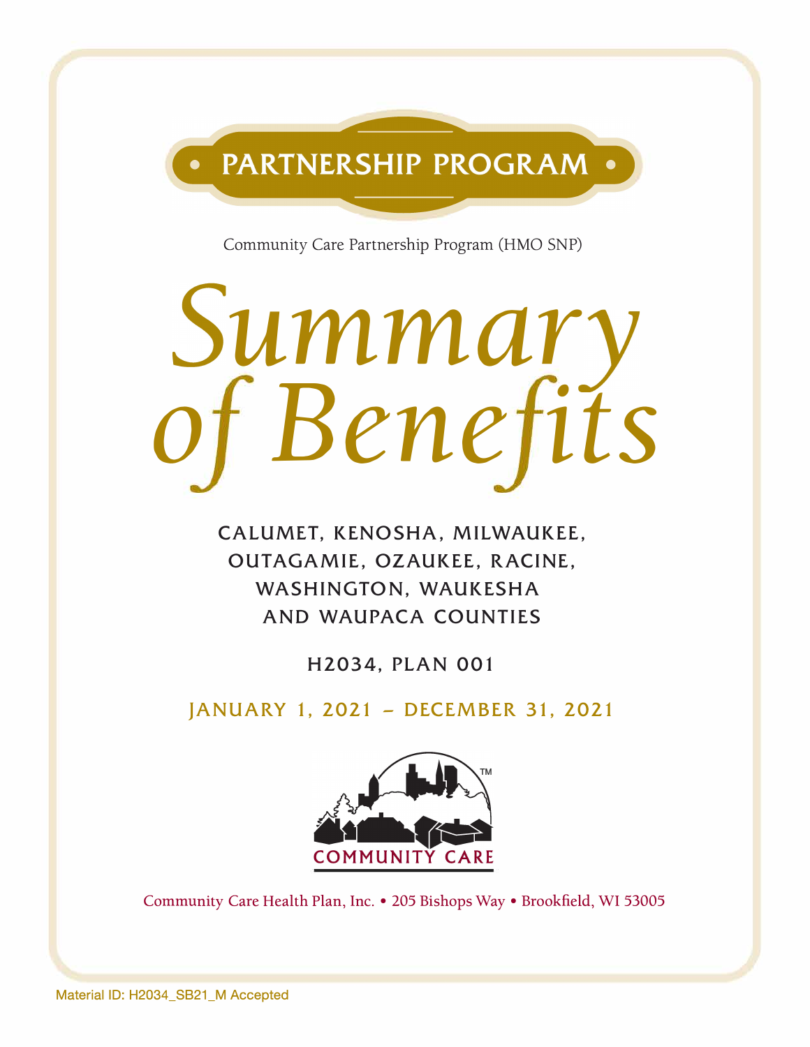**PARTNERSHIP PROGRAM**

Community Care Partnership Program (HMO SNP)

# *Summary of Benefits*

CALUMET, KENOSHA, MILWAUKEE, OUTAGAMIE, OZAUKEE, RACINE, WASHINGTON, WAUKESHA AND WAUPACA COUNTIES

H2034, PLAN 001

JANUARY 1, 2021 – DECEMBER 31, 2021

COMMUNITY CARE™

Community Care Health Plan, Inc. • 205 Bishops Way • Brookfield, WI 53005

Material ID: H2034_SB21_M Accepted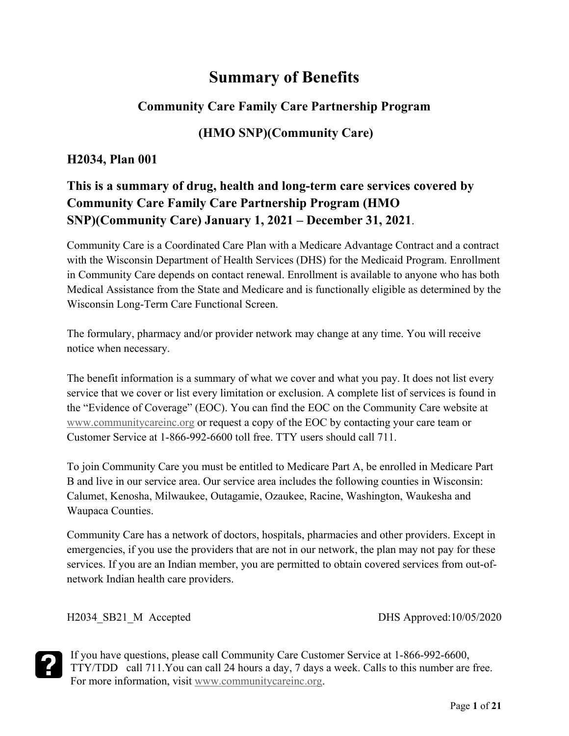# Summary of Benefits

## Community Care Family Care Partnership Program

## (HMO SNP)(Community Care)

### H2034, Plan 001

### This is a summary of drug, health and long-term care services covered by Community Care Family Care Partnership Program (HMO SNP)(Community Care) January 1, 2021 – December 31, 2021.

Community Care is a Coordinated Care Plan with a Medicare Advantage Contract and a contract with the Wisconsin Department of Health Services (DHS) for the Medicaid Program. Enrollment in Community Care depends on contact renewal. Enrollment is available to anyone who has both Medical Assistance from the State and Medicare and is functionally eligible as determined by the Wisconsin Long-Term Care Functional Screen.

The formulary, pharmacy and/or provider network may change at any time. You will receive notice when necessary.

The benefit information is a summary of what we cover and what you pay. It does not list every service that we cover or list every limitation or exclusion. A complete list of services is found in the "Evidence of Coverage" (EOC). You can find the EOC on the Community Care website at www.communitycareinc.org or request a copy of the EOC by contacting your care team or Customer Service at 1-866-992-6600 toll free. TTY users should call 711.

To join Community Care you must be entitled to Medicare Part A, be enrolled in Medicare Part B and live in our service area. Our service area includes the following counties in Wisconsin: Calumet, Kenosha, Milwaukee, Outagamie, Ozaukee, Racine, Washington, Waukesha and Waupaca Counties.

Community Care has a network of doctors, hospitals, pharmacies and other providers. Except in emergencies, if you use the providers that are not in our network, the plan may not pay for these services. If you are an Indian member, you are permitted to obtain covered services from out-of-network Indian health care providers.

H2034_SB21_M Accepted DHS Approved:10/05/2020

If you have questions, please call Community Care Customer Service at 1-866-992-6600, TTY/TDD call 711. You can call 24 hours a day, 7 days a week. Calls to this number are free. For more information, visit www.communitycareinc.org.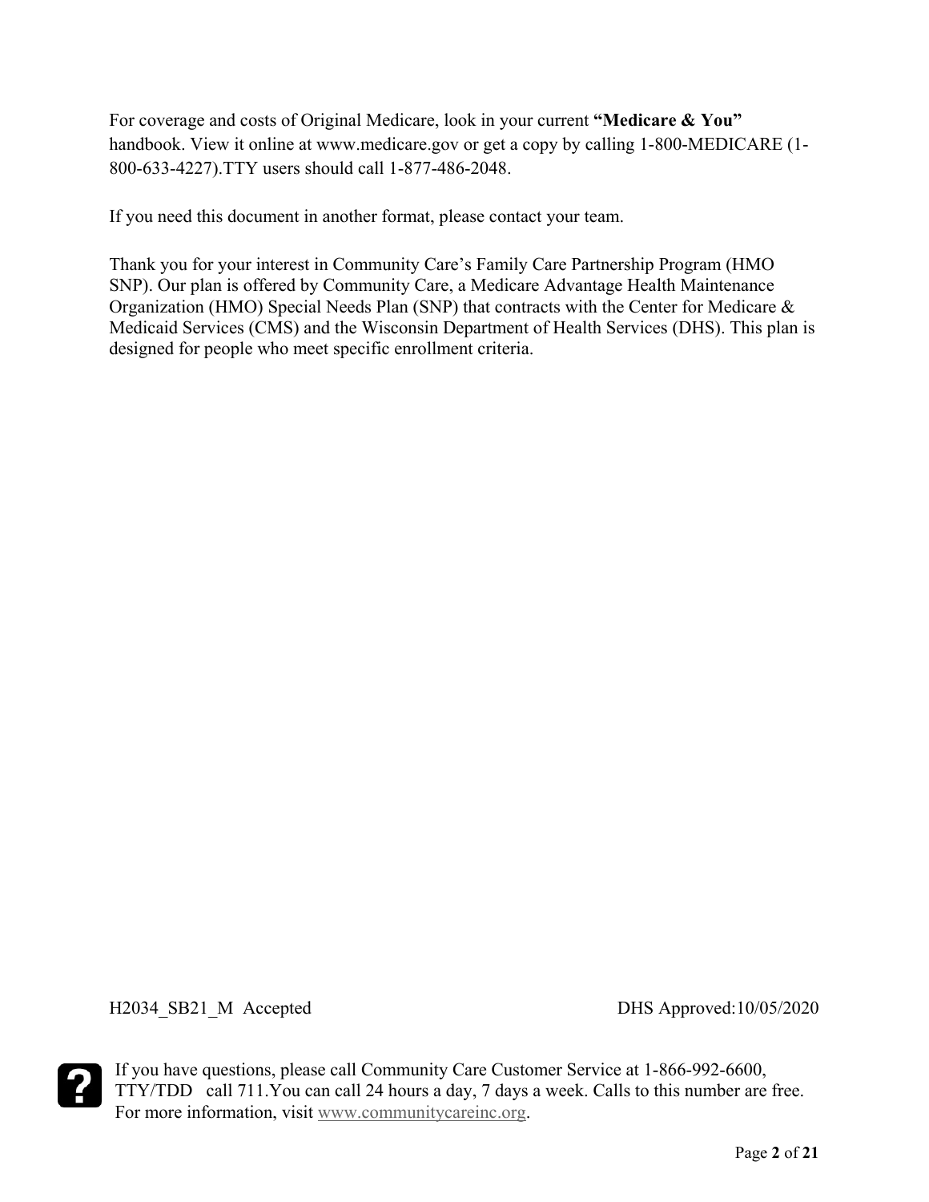For coverage and costs of Original Medicare, look in your current **"Medicare & You"** handbook. View it online at www.medicare.gov or get a copy by calling 1-800-MEDICARE (1-800-633-4227).TTY users should call 1-877-486-2048.

If you need this document in another format, please contact your team.

Thank you for your interest in Community Care's Family Care Partnership Program (HMO SNP). Our plan is offered by Community Care, a Medicare Advantage Health Maintenance Organization (HMO) Special Needs Plan (SNP) that contracts with the Center for Medicare & Medicaid Services (CMS) and the Wisconsin Department of Health Services (DHS). This plan is designed for people who meet specific enrollment criteria.

H2034_SB21_M Accepted DHS Approved:10/05/2020

If you have questions, please call Community Care Customer Service at 1-866-992-6600, TTY/TDD call 711.You can call 24 hours a day, 7 days a week. Calls to this number are free. For more information, visit www.communitycareinc.org.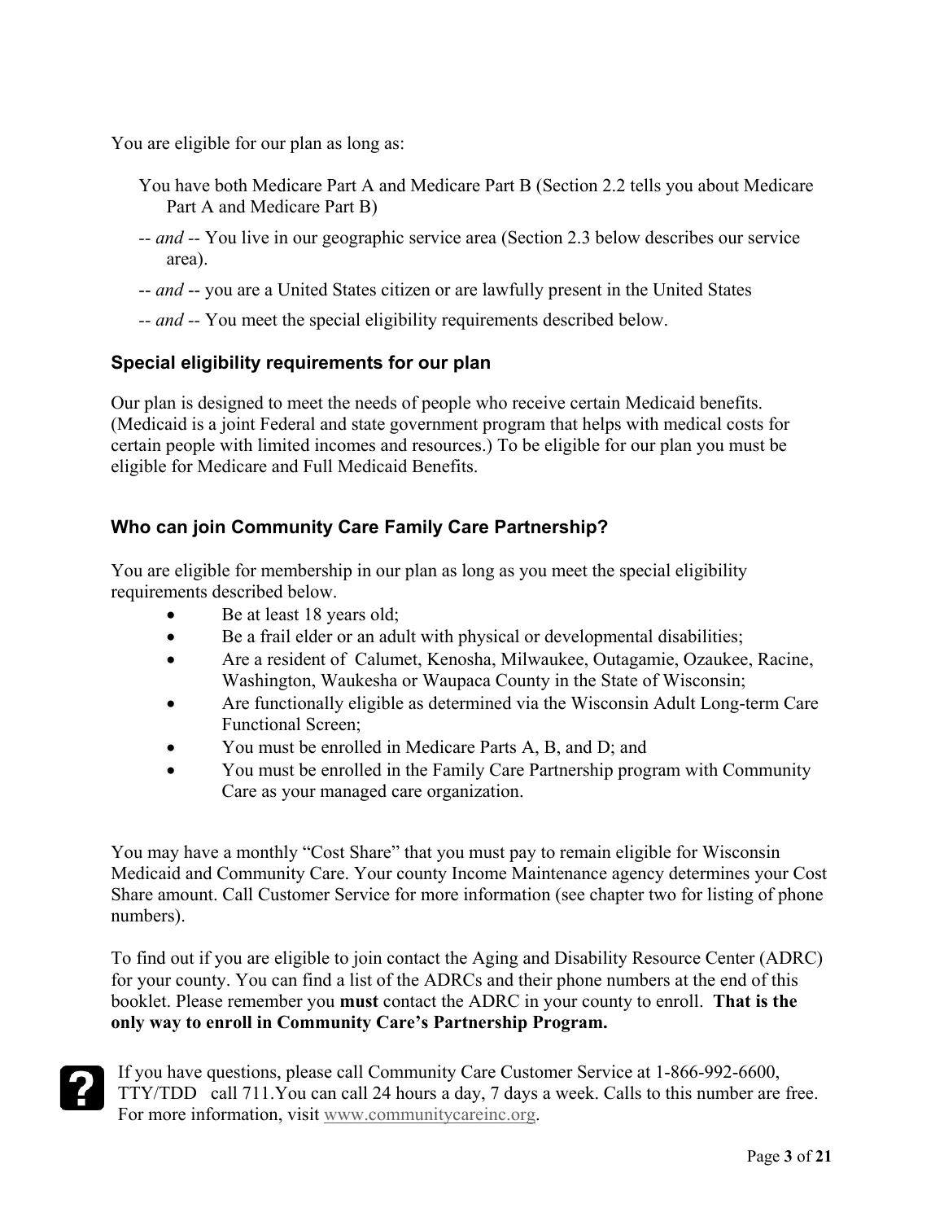You are eligible for our plan as long as:

You have both Medicare Part A and Medicare Part B (Section 2.2 tells you about Medicare Part A and Medicare Part B)

-- *and* -- You live in our geographic service area (Section 2.3 below describes our service area).

-- *and* -- you are a United States citizen or are lawfully present in the United States

-- *and* -- You meet the special eligibility requirements described below.

### Special eligibility requirements for our plan

Our plan is designed to meet the needs of people who receive certain Medicaid benefits. (Medicaid is a joint Federal and state government program that helps with medical costs for certain people with limited incomes and resources.) To be eligible for our plan you must be eligible for Medicare and Full Medicaid Benefits.

### Who can join Community Care Family Care Partnership?

You are eligible for membership in our plan as long as you meet the special eligibility requirements described below.

- Be at least 18 years old;
- Be a frail elder or an adult with physical or developmental disabilities;
- Are a resident of Calumet, Kenosha, Milwaukee, Outagamie, Ozaukee, Racine, Washington, Waukesha or Waupaca County in the State of Wisconsin;
- Are functionally eligible as determined via the Wisconsin Adult Long-term Care Functional Screen;
- You must be enrolled in Medicare Parts A, B, and D; and
- You must be enrolled in the Family Care Partnership program with Community Care as your managed care organization.

You may have a monthly "Cost Share" that you must pay to remain eligible for Wisconsin Medicaid and Community Care. Your county Income Maintenance agency determines your Cost Share amount. Call Customer Service for more information (see chapter two for listing of phone numbers).

To find out if you are eligible to join contact the Aging and Disability Resource Center (ADRC) for your county. You can find a list of the ADRCs and their phone numbers at the end of this booklet. Please remember you **must** contact the ADRC in your county to enroll. **That is the only way to enroll in Community Care's Partnership Program.**

If you have questions, please call Community Care Customer Service at 1-866-992-6600, TTY/TDD call 711.You can call 24 hours a day, 7 days a week. Calls to this number are free. For more information, visit www.communitycareinc.org.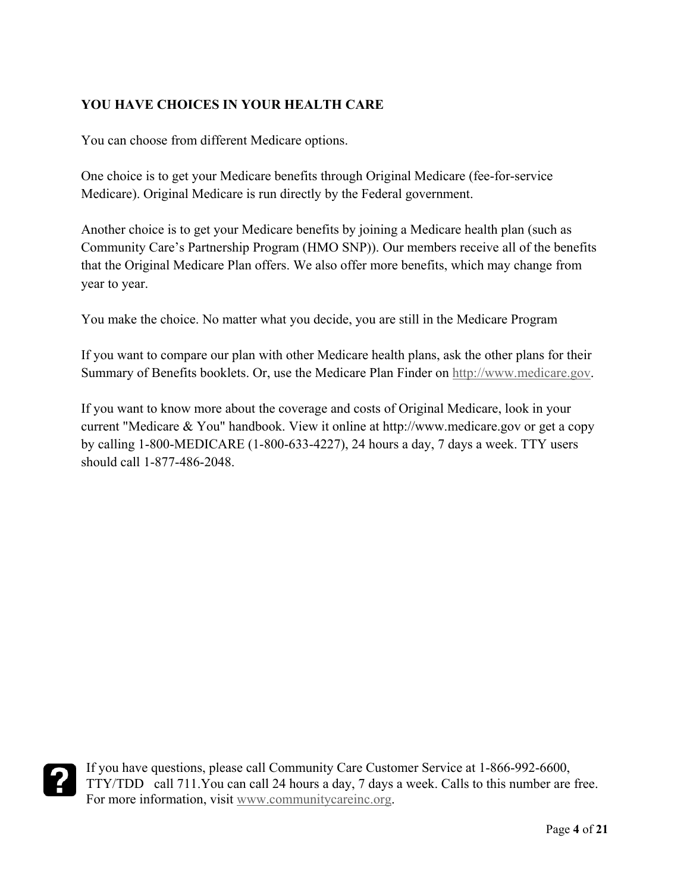## YOU HAVE CHOICES IN YOUR HEALTH CARE

You can choose from different Medicare options.

One choice is to get your Medicare benefits through Original Medicare (fee-for-service Medicare). Original Medicare is run directly by the Federal government.

Another choice is to get your Medicare benefits by joining a Medicare health plan (such as Community Care's Partnership Program (HMO SNP)). Our members receive all of the benefits that the Original Medicare Plan offers. We also offer more benefits, which may change from year to year.

You make the choice. No matter what you decide, you are still in the Medicare Program

If you want to compare our plan with other Medicare health plans, ask the other plans for their Summary of Benefits booklets. Or, use the Medicare Plan Finder on http://www.medicare.gov.

If you want to know more about the coverage and costs of Original Medicare, look in your current "Medicare & You" handbook. View it online at http://www.medicare.gov or get a copy by calling 1-800-MEDICARE (1-800-633-4227), 24 hours a day, 7 days a week. TTY users should call 1-877-486-2048.

If you have questions, please call Community Care Customer Service at 1-866-992-6600, TTY/TDD call 711.You can call 24 hours a day, 7 days a week. Calls to this number are free. For more information, visit www.communitycareinc.org.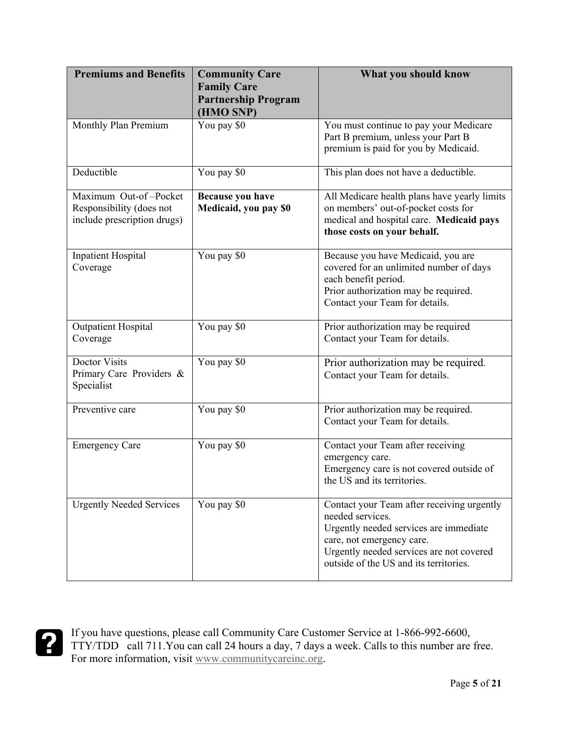| Premiums and Benefits | Community Care Family Care Partnership Program (HMO SNP) | What you should know |
|---|---|---|
| Monthly Plan Premium | You pay $0 | You must continue to pay your Medicare Part B premium, unless your Part B premium is paid for you by Medicaid. |
| Deductible | You pay $0 | This plan does not have a deductible. |
| Maximum Out-of –Pocket Responsibility (does not include prescription drugs) | **Because you have Medicaid, you pay $0** | All Medicare health plans have yearly limits on members' out-of-pocket costs for medical and hospital care. **Medicaid pays those costs on your behalf.** |
| Inpatient Hospital Coverage | You pay $0 | Because you have Medicaid, you are covered for an unlimited number of days each benefit period.<br>Prior authorization may be required. Contact your Team for details. |
| Outpatient Hospital Coverage | You pay $0 | Prior authorization may be required Contact your Team for details. |
| Doctor Visits Primary Care Providers & Specialist | You pay $0 | Prior authorization may be required. Contact your Team for details. |
| Preventive care | You pay $0 | Prior authorization may be required. Contact your Team for details. |
| Emergency Care | You pay $0 | Contact your Team after receiving emergency care.<br>Emergency care is not covered outside of the US and its territories. |
| Urgently Needed Services | You pay $0 | Contact your Team after receiving urgently needed services.<br>Urgently needed services are immediate care, not emergency care.<br>Urgently needed services are not covered outside of the US and its territories. |

If you have questions, please call Community Care Customer Service at 1-866-992-6600, TTY/TDD call 711.You can call 24 hours a day, 7 days a week. Calls to this number are free. For more information, visit www.communitycareinc.org.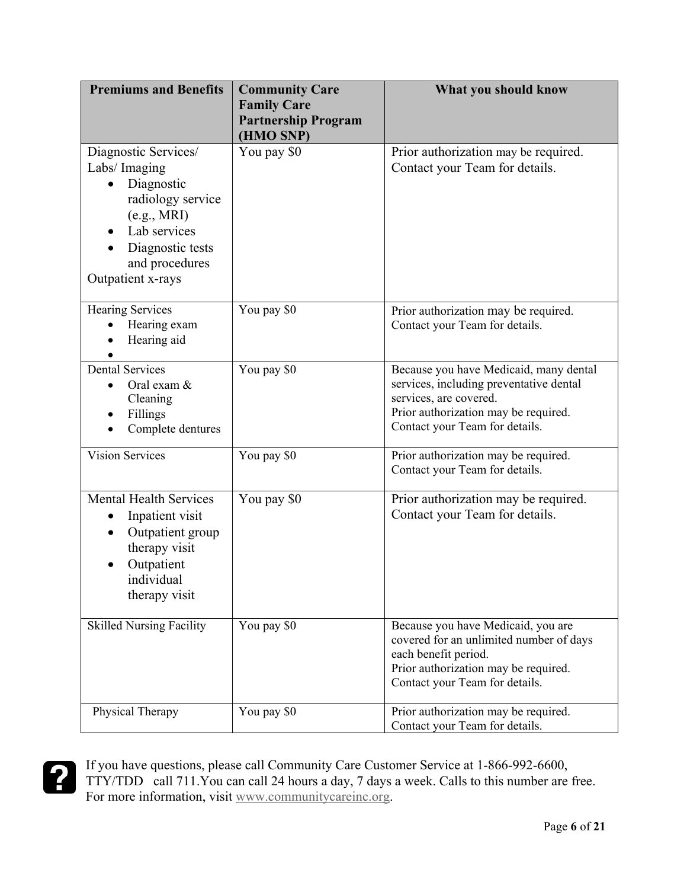| Premiums and Benefits | Community Care Family Care Partnership Program (HMO SNP) | What you should know |
|---|---|---|
| Diagnostic Services/ Labs/ Imaging<br>• Diagnostic radiology service (e.g., MRI)<br>• Lab services<br>• Diagnostic tests and procedures<br>Outpatient x-rays | You pay $0 | Prior authorization may be required. Contact your Team for details. |
| Hearing Services<br>• Hearing exam<br>• Hearing aid<br>• | You pay $0 | Prior authorization may be required. Contact your Team for details. |
| Dental Services<br>• Oral exam & Cleaning<br>• Fillings<br>• Complete dentures | You pay $0 | Because you have Medicaid, many dental services, including preventative dental services, are covered.<br>Prior authorization may be required. Contact your Team for details. |
| Vision Services | You pay $0 | Prior authorization may be required. Contact your Team for details. |
| Mental Health Services<br>• Inpatient visit<br>• Outpatient group therapy visit<br>• Outpatient individual therapy visit | You pay $0 | Prior authorization may be required. Contact your Team for details. |
| Skilled Nursing Facility | You pay $0 | Because you have Medicaid, you are covered for an unlimited number of days each benefit period.<br>Prior authorization may be required. Contact your Team for details. |
| Physical Therapy | You pay $0 | Prior authorization may be required. Contact your Team for details. |

If you have questions, please call Community Care Customer Service at 1-866-992-6600, TTY/TDD call 711. You can call 24 hours a day, 7 days a week. Calls to this number are free. For more information, visit www.communitycareinc.org.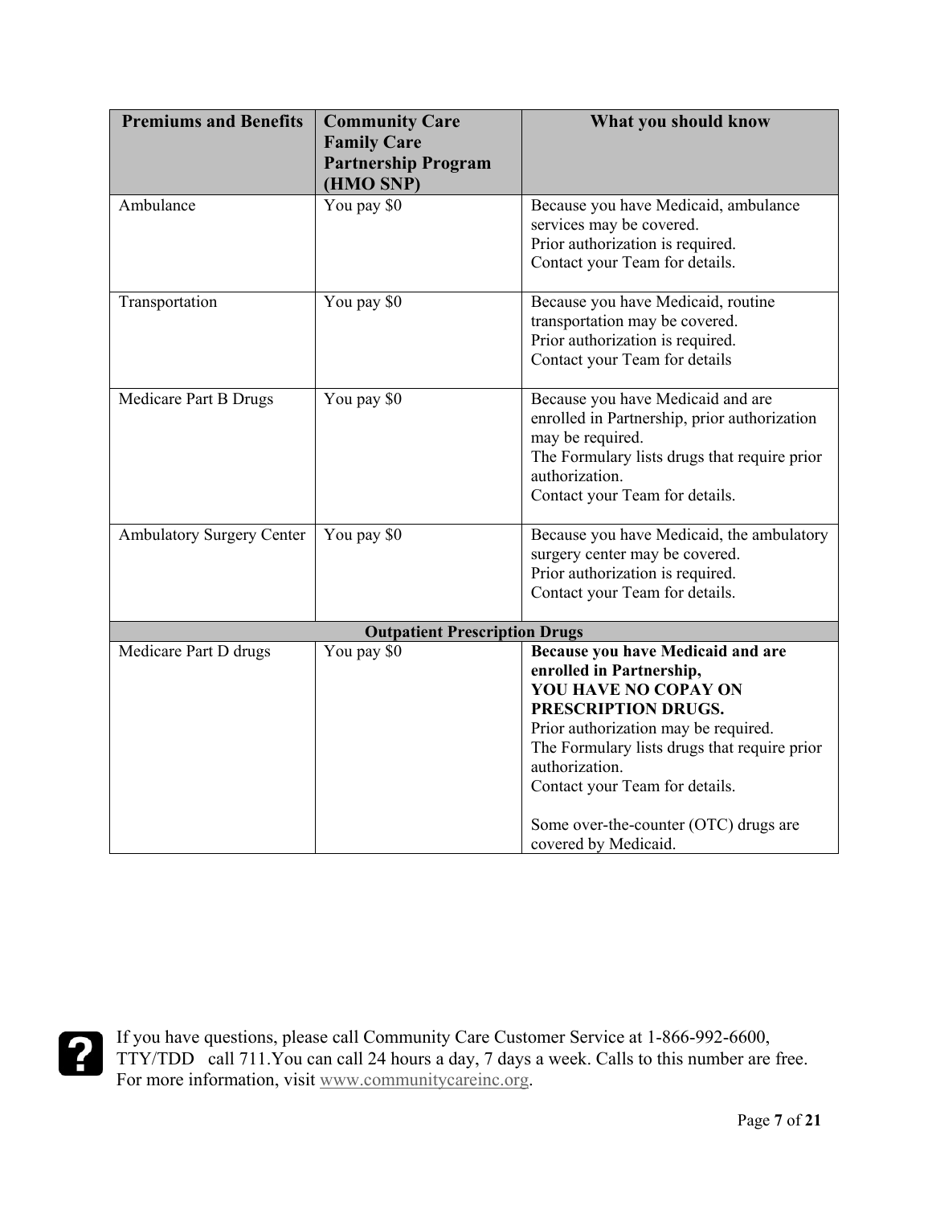| Premiums and Benefits | Community Care Family Care Partnership Program (HMO SNP) | What you should know |
|---|---|---|
| Ambulance | You pay $0 | Because you have Medicaid, ambulance services may be covered.<br>Prior authorization is required.<br>Contact your Team for details. |
| Transportation | You pay $0 | Because you have Medicaid, routine transportation may be covered.<br>Prior authorization is required.<br>Contact your Team for details |
| Medicare Part B Drugs | You pay $0 | Because you have Medicaid and are enrolled in Partnership, prior authorization may be required.<br>The Formulary lists drugs that require prior authorization.<br>Contact your Team for details. |
| Ambulatory Surgery Center | You pay $0 | Because you have Medicaid, the ambulatory surgery center may be covered.<br>Prior authorization is required.<br>Contact your Team for details. |
| **Outpatient Prescription Drugs** | | |
| Medicare Part D drugs | You pay $0 | **Because you have Medicaid and are enrolled in Partnership,**<br>**YOU HAVE NO COPAY ON PRESCRIPTION DRUGS.**<br>Prior authorization may be required.<br>The Formulary lists drugs that require prior authorization.<br>Contact your Team for details.<br><br>Some over-the-counter (OTC) drugs are covered by Medicaid. |

If you have questions, please call Community Care Customer Service at 1-866-992-6600, TTY/TDD call 711.You can call 24 hours a day, 7 days a week. Calls to this number are free. For more information, visit www.communitycareinc.org.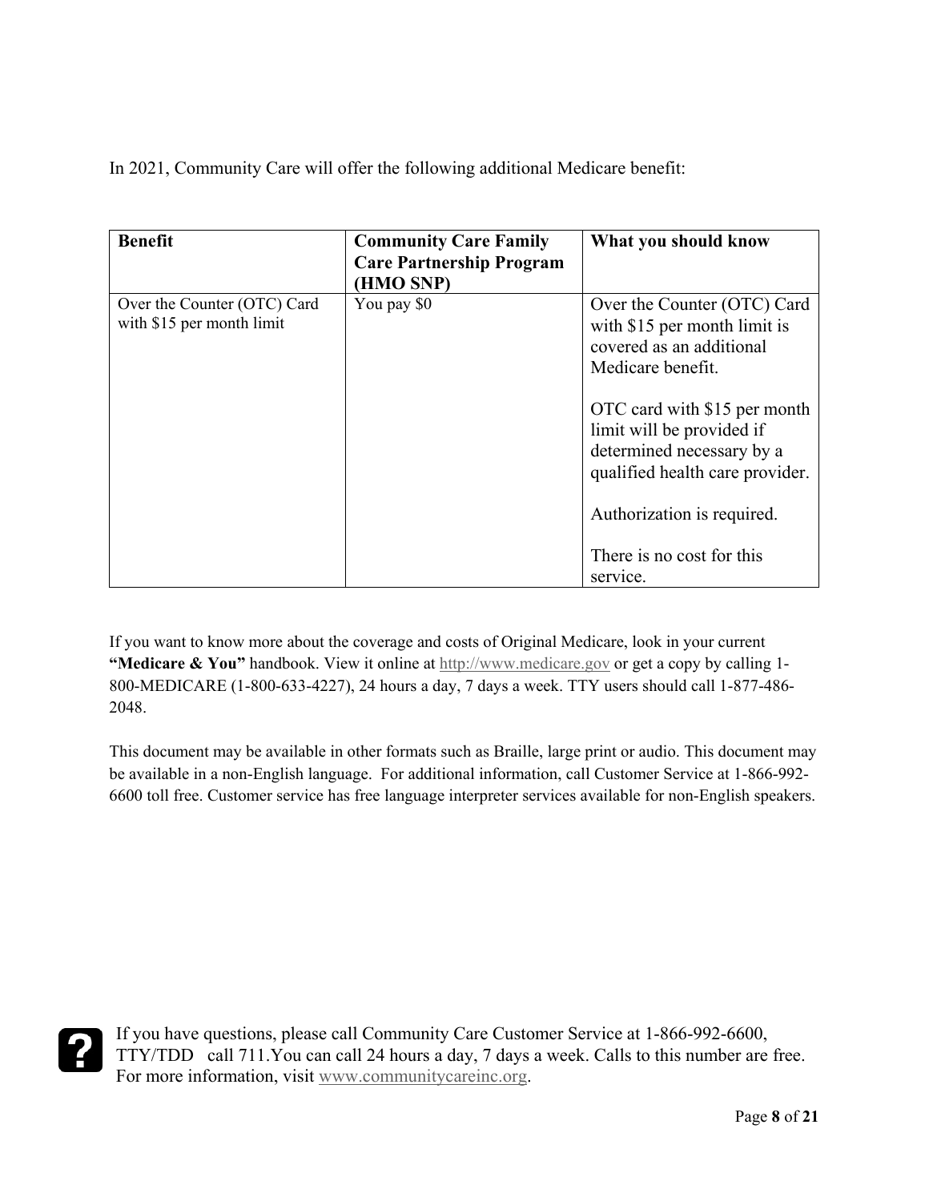In 2021, Community Care will offer the following additional Medicare benefit:

| Benefit | Community Care Family Care Partnership Program (HMO SNP) | What you should know |
|---|---|---|
| Over the Counter (OTC) Card with $15 per month limit | You pay $0 | Over the Counter (OTC) Card with $15 per month limit is covered as an additional Medicare benefit.<br><br>OTC card with $15 per month limit will be provided if determined necessary by a qualified health care provider.<br><br>Authorization is required.<br><br>There is no cost for this service. |

If you want to know more about the coverage and costs of Original Medicare, look in your current **"Medicare & You"** handbook. View it online at http://www.medicare.gov or get a copy by calling 1-800-MEDICARE (1-800-633-4227), 24 hours a day, 7 days a week. TTY users should call 1-877-486-2048.

This document may be available in other formats such as Braille, large print or audio. This document may be available in a non-English language. For additional information, call Customer Service at 1-866-992-6600 toll free. Customer service has free language interpreter services available for non-English speakers.

If you have questions, please call Community Care Customer Service at 1-866-992-6600, TTY/TDD call 711. You can call 24 hours a day, 7 days a week. Calls to this number are free. For more information, visit www.communitycareinc.org.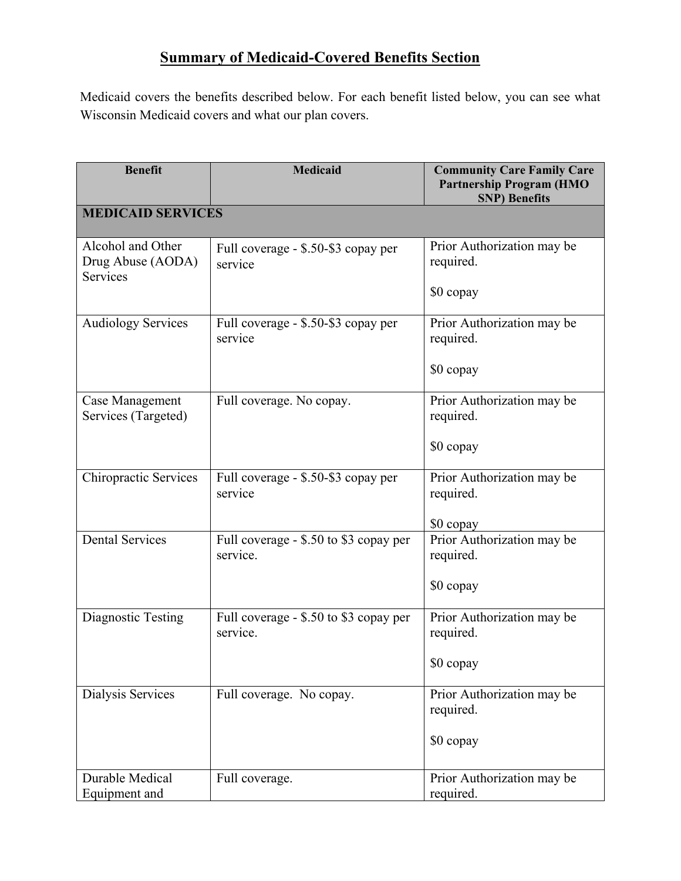## Summary of Medicaid-Covered Benefits Section

Medicaid covers the benefits described below. For each benefit listed below, you can see what Wisconsin Medicaid covers and what our plan covers.

| Benefit | Medicaid | Community Care Family Care Partnership Program (HMO SNP) Benefits |
|---|---|---|
| **MEDICAID SERVICES** | | |
| Alcohol and Other Drug Abuse (AODA) Services | Full coverage - $.50-$3 copay per service | Prior Authorization may be required.<br><br>$0 copay |
| Audiology Services | Full coverage - $.50-$3 copay per service | Prior Authorization may be required.<br><br>$0 copay |
| Case Management Services (Targeted) | Full coverage. No copay. | Prior Authorization may be required.<br><br>$0 copay |
| Chiropractic Services | Full coverage - $.50-$3 copay per service | Prior Authorization may be required.<br><br>$0 copay |
| Dental Services | Full coverage - $.50 to $3 copay per service. | Prior Authorization may be required.<br><br>$0 copay |
| Diagnostic Testing | Full coverage - $.50 to $3 copay per service. | Prior Authorization may be required.<br><br>$0 copay |
| Dialysis Services | Full coverage. No copay. | Prior Authorization may be required.<br><br>$0 copay |
| Durable Medical Equipment and | Full coverage. | Prior Authorization may be required. |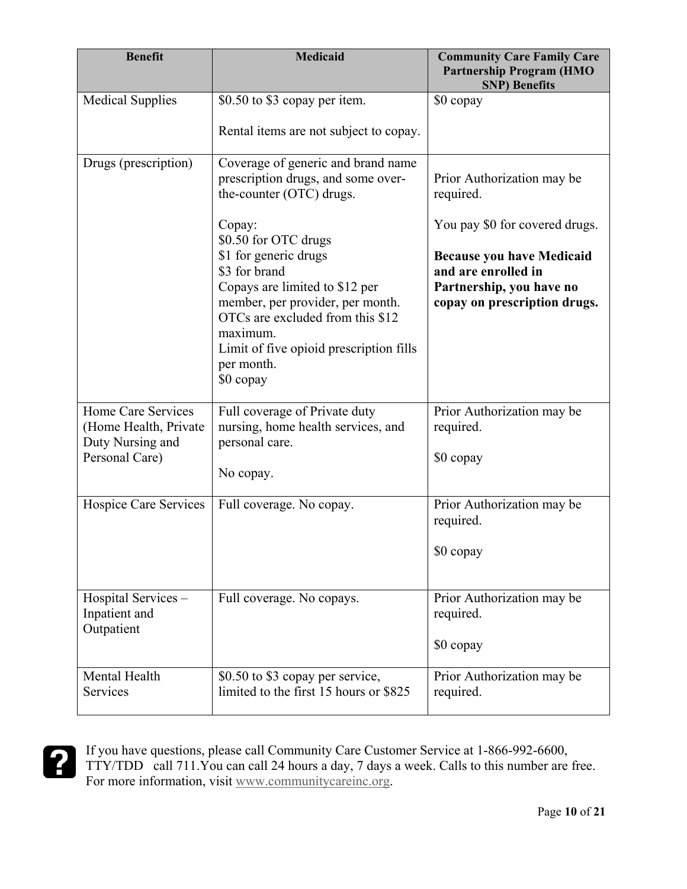| Benefit | Medicaid | Community Care Family Care Partnership Program (HMO SNP) Benefits |
|---|---|---|
| Medical Supplies | $0.50 to $3 copay per item.<br><br>Rental items are not subject to copay. | $0 copay |
| Drugs (prescription) | Coverage of generic and brand name prescription drugs, and some over-the-counter (OTC) drugs.<br><br>Copay:<br>$0.50 for OTC drugs<br>$1 for generic drugs<br>$3 for brand<br>Copays are limited to $12 per member, per provider, per month. OTCs are excluded from this $12 maximum.<br>Limit of five opioid prescription fills per month.<br>$0 copay | Prior Authorization may be required.<br><br>You pay $0 for covered drugs.<br><br>**Because you have Medicaid and are enrolled in Partnership, you have no copay on prescription drugs.** |
| Home Care Services (Home Health, Private Duty Nursing and Personal Care) | Full coverage of Private duty nursing, home health services, and personal care.<br><br>No copay. | Prior Authorization may be required.<br><br>$0 copay |
| Hospice Care Services | Full coverage. No copay. | Prior Authorization may be required.<br><br>$0 copay |
| Hospital Services – Inpatient and Outpatient | Full coverage. No copays. | Prior Authorization may be required.<br><br>$0 copay |
| Mental Health Services | $0.50 to $3 copay per service, limited to the first 15 hours or $825 | Prior Authorization may be required. |

If you have questions, please call Community Care Customer Service at 1-866-992-6600, TTY/TDD call 711. You can call 24 hours a day, 7 days a week. Calls to this number are free. For more information, visit www.communitycareinc.org.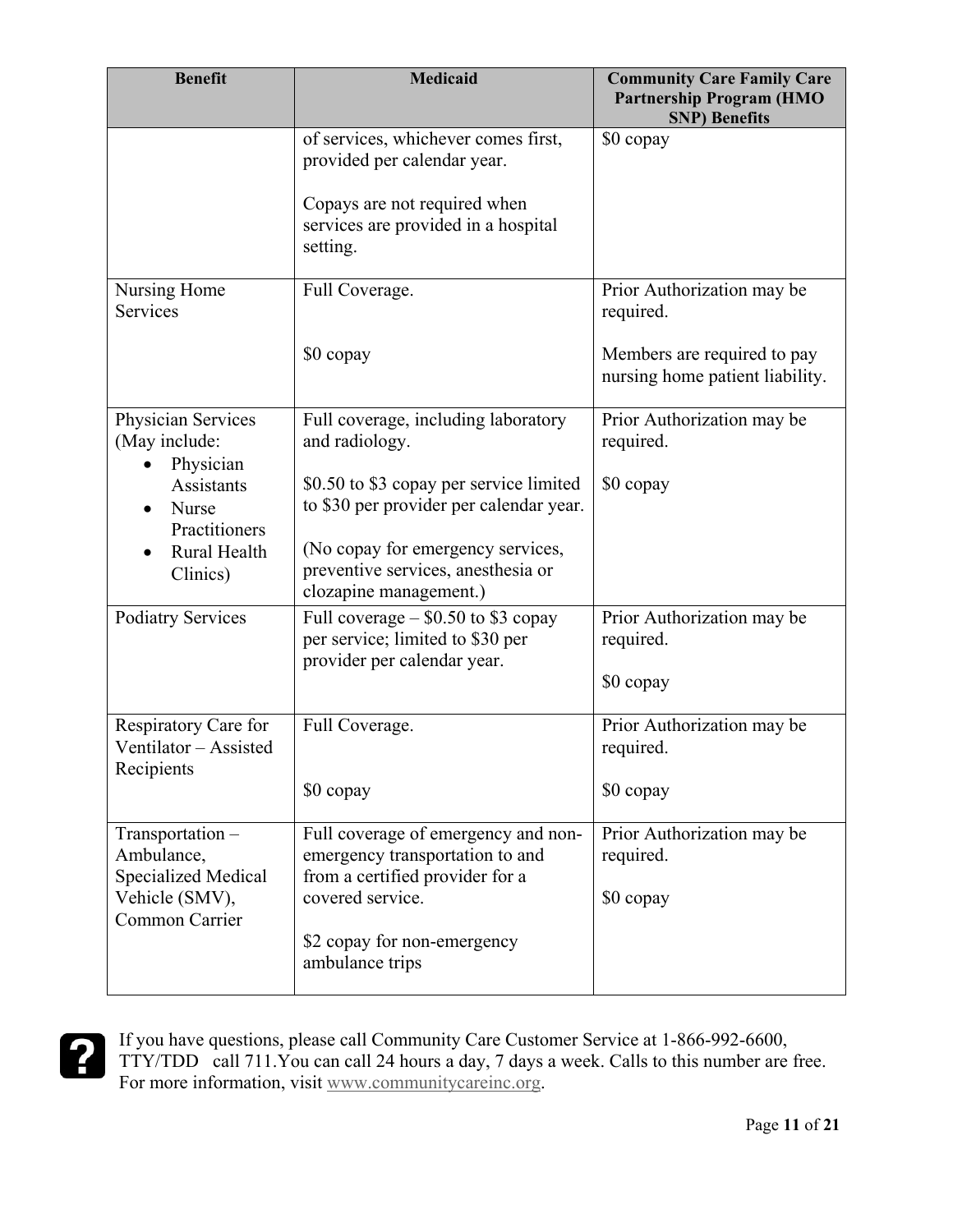| Benefit | Medicaid | Community Care Family Care Partnership Program (HMO SNP) Benefits |
|---|---|---|
| | of services, whichever comes first, provided per calendar year.<br><br>Copays are not required when services are provided in a hospital setting. | $0 copay |
| Nursing Home Services | Full Coverage.<br><br>$0 copay | Prior Authorization may be required.<br><br>Members are required to pay nursing home patient liability. |
| Physician Services (May include:<br>• Physician Assistants<br>• Nurse Practitioners<br>• Rural Health Clinics) | Full coverage, including laboratory and radiology.<br><br>$0.50 to $3 copay per service limited to $30 per provider per calendar year.<br><br>(No copay for emergency services, preventive services, anesthesia or clozapine management.) | Prior Authorization may be required.<br><br>$0 copay |
| Podiatry Services | Full coverage – $0.50 to $3 copay per service; limited to $30 per provider per calendar year. | Prior Authorization may be required.<br><br>$0 copay |
| Respiratory Care for Ventilator – Assisted Recipients | Full Coverage.<br><br>$0 copay | Prior Authorization may be required.<br><br>$0 copay |
| Transportation – Ambulance, Specialized Medical Vehicle (SMV), Common Carrier | Full coverage of emergency and non-emergency transportation to and from a certified provider for a covered service.<br><br>$2 copay for non-emergency ambulance trips | Prior Authorization may be required.<br><br>$0 copay |

If you have questions, please call Community Care Customer Service at 1-866-992-6600, TTY/TDD call 711. You can call 24 hours a day, 7 days a week. Calls to this number are free. For more information, visit www.communitycareinc.org.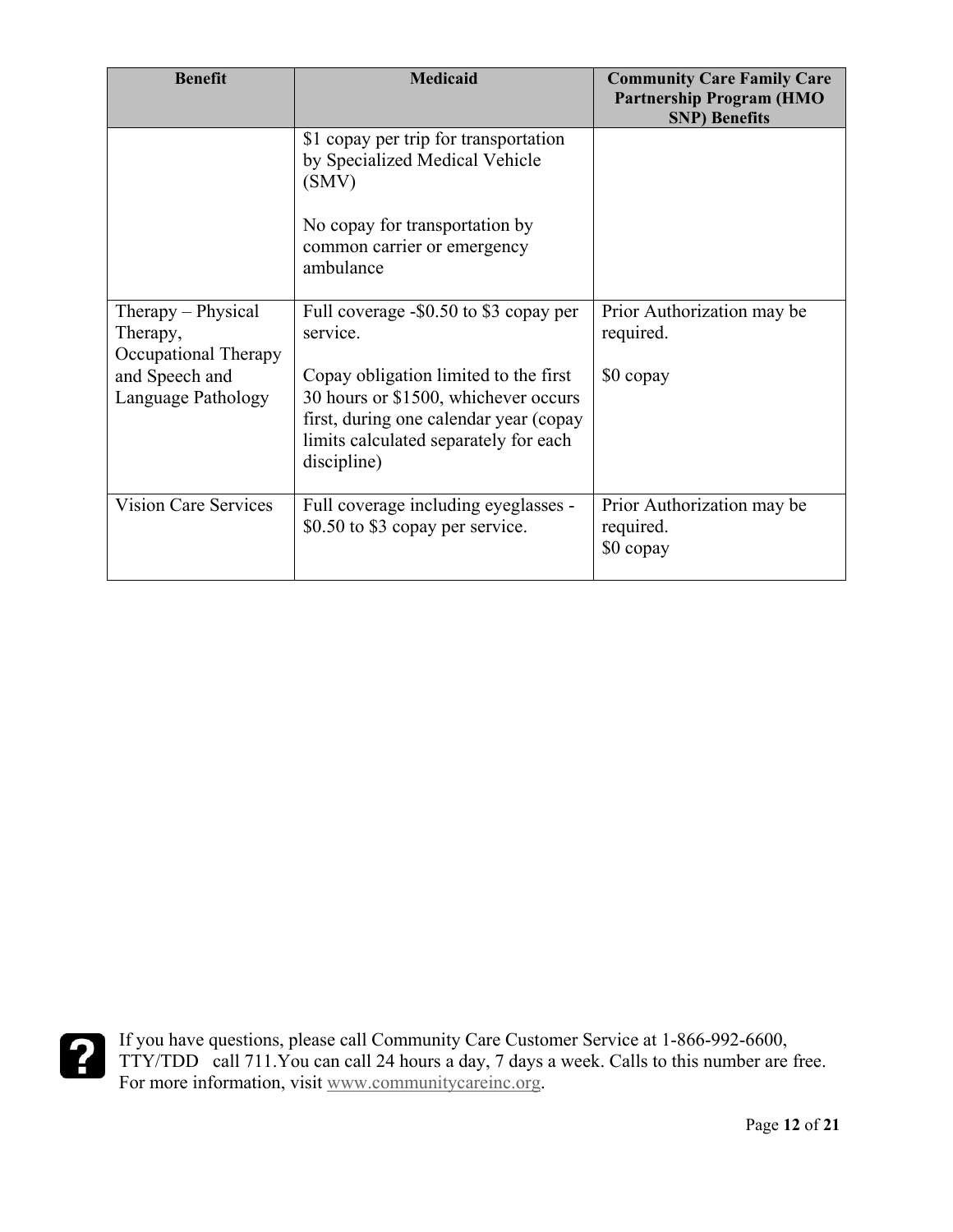| Benefit | Medicaid | Community Care Family Care Partnership Program (HMO SNP) Benefits |
|---|---|---|
| | $1 copay per trip for transportation by Specialized Medical Vehicle (SMV)<br><br>No copay for transportation by common carrier or emergency ambulance | |
| Therapy – Physical Therapy, Occupational Therapy and Speech and Language Pathology | Full coverage -$0.50 to $3 copay per service.<br><br>Copay obligation limited to the first 30 hours or $1500, whichever occurs first, during one calendar year (copay limits calculated separately for each discipline) | Prior Authorization may be required.<br><br>$0 copay |
| Vision Care Services | Full coverage including eyeglasses - $0.50 to $3 copay per service. | Prior Authorization may be required.<br>$0 copay |

If you have questions, please call Community Care Customer Service at 1-866-992-6600, TTY/TDD call 711.You can call 24 hours a day, 7 days a week. Calls to this number are free. For more information, visit www.communitycareinc.org.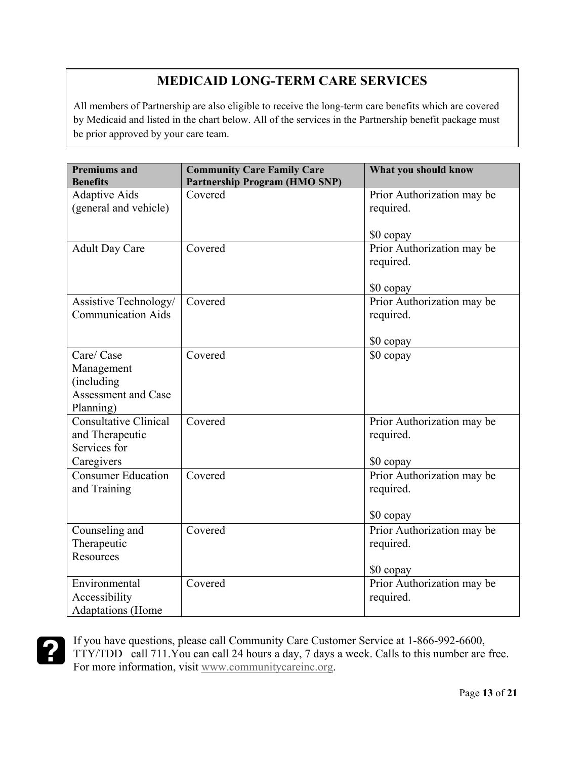## MEDICAID LONG-TERM CARE SERVICES

All members of Partnership are also eligible to receive the long-term care benefits which are covered by Medicaid and listed in the chart below. All of the services in the Partnership benefit package must be prior approved by your care team.

| Premiums and Benefits | Community Care Family Care Partnership Program (HMO SNP) | What you should know |
|---|---|---|
| Adaptive Aids (general and vehicle) | Covered | Prior Authorization may be required.<br><br>$0 copay |
| Adult Day Care | Covered | Prior Authorization may be required.<br><br>$0 copay |
| Assistive Technology/ Communication Aids | Covered | Prior Authorization may be required.<br><br>$0 copay |
| Care/ Case Management (including Assessment and Case Planning) | Covered | $0 copay |
| Consultative Clinical and Therapeutic Services for Caregivers | Covered | Prior Authorization may be required.<br><br>$0 copay |
| Consumer Education and Training | Covered | Prior Authorization may be required.<br><br>$0 copay |
| Counseling and Therapeutic Resources | Covered | Prior Authorization may be required.<br><br>$0 copay |
| Environmental Accessibility Adaptations (Home | Covered | Prior Authorization may be required. |

If you have questions, please call Community Care Customer Service at 1-866-992-6600, TTY/TDD call 711.You can call 24 hours a day, 7 days a week. Calls to this number are free. For more information, visit www.communitycareinc.org.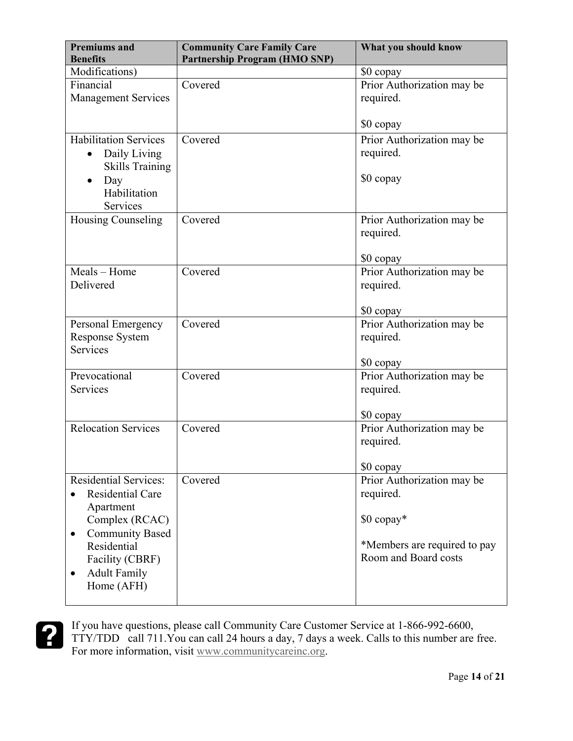| Premiums and Benefits | Community Care Family Care Partnership Program (HMO SNP) | What you should know |
|---|---|---|
| Modifications) | | $0 copay |
| Financial Management Services | Covered | Prior Authorization may be required.<br><br>$0 copay |
| Habilitation Services<br>• Daily Living Skills Training<br>• Day Habilitation Services | Covered | Prior Authorization may be required.<br><br>$0 copay |
| Housing Counseling | Covered | Prior Authorization may be required.<br><br>$0 copay |
| Meals – Home Delivered | Covered | Prior Authorization may be required.<br><br>$0 copay |
| Personal Emergency Response System Services | Covered | Prior Authorization may be required.<br><br>$0 copay |
| Prevocational Services | Covered | Prior Authorization may be required.<br><br>$0 copay |
| Relocation Services | Covered | Prior Authorization may be required.<br><br>$0 copay |
| Residential Services:<br>• Residential Care Apartment Complex (RCAC)<br>• Community Based Residential Facility (CBRF)<br>• Adult Family Home (AFH) | Covered | Prior Authorization may be required.<br><br>$0 copay*<br><br>*Members are required to pay Room and Board costs |

If you have questions, please call Community Care Customer Service at 1-866-992-6600, TTY/TDD call 711. You can call 24 hours a day, 7 days a week. Calls to this number are free. For more information, visit www.communitycareinc.org.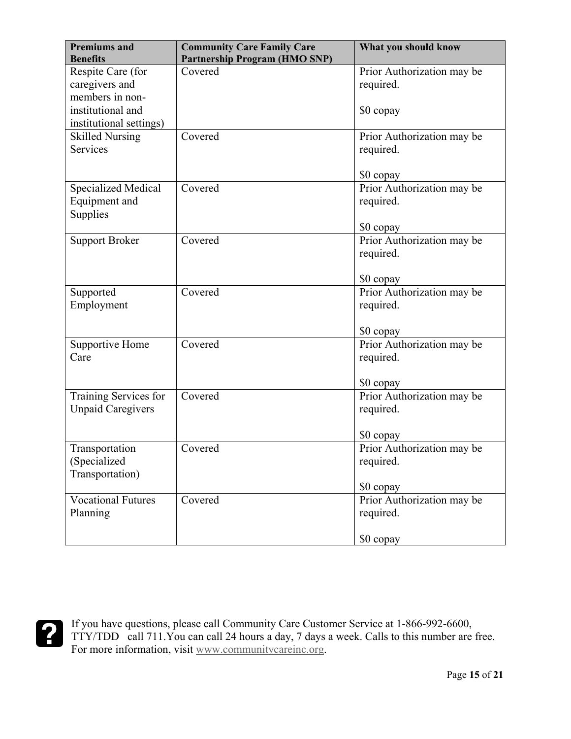| Premiums and Benefits | Community Care Family Care Partnership Program (HMO SNP) | What you should know |
|---|---|---|
| Respite Care (for caregivers and members in non-institutional and institutional settings) | Covered | Prior Authorization may be required.<br><br>$0 copay |
| Skilled Nursing Services | Covered | Prior Authorization may be required.<br><br>$0 copay |
| Specialized Medical Equipment and Supplies | Covered | Prior Authorization may be required.<br><br>$0 copay |
| Support Broker | Covered | Prior Authorization may be required.<br><br>$0 copay |
| Supported Employment | Covered | Prior Authorization may be required.<br><br>$0 copay |
| Supportive Home Care | Covered | Prior Authorization may be required.<br><br>$0 copay |
| Training Services for Unpaid Caregivers | Covered | Prior Authorization may be required.<br><br>$0 copay |
| Transportation (Specialized Transportation) | Covered | Prior Authorization may be required.<br><br>$0 copay |
| Vocational Futures Planning | Covered | Prior Authorization may be required.<br><br>$0 copay |

If you have questions, please call Community Care Customer Service at 1-866-992-6600, TTY/TDD call 711.You can call 24 hours a day, 7 days a week. Calls to this number are free. For more information, visit www.communitycareinc.org.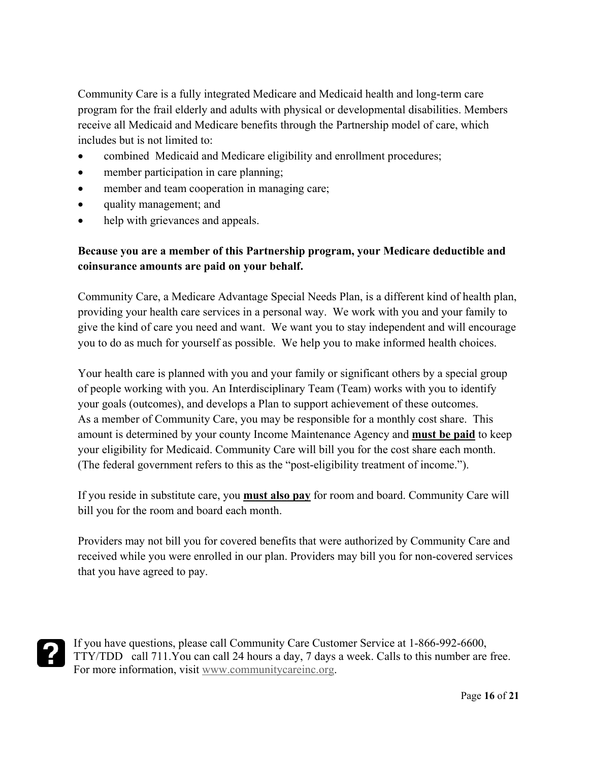Community Care is a fully integrated Medicare and Medicaid health and long-term care program for the frail elderly and adults with physical or developmental disabilities. Members receive all Medicaid and Medicare benefits through the Partnership model of care, which includes but is not limited to:

- combined Medicaid and Medicare eligibility and enrollment procedures;
- member participation in care planning;
- member and team cooperation in managing care;
- quality management; and
- help with grievances and appeals.

**Because you are a member of this Partnership program, your Medicare deductible and coinsurance amounts are paid on your behalf.**

Community Care, a Medicare Advantage Special Needs Plan, is a different kind of health plan, providing your health care services in a personal way. We work with you and your family to give the kind of care you need and want. We want you to stay independent and will encourage you to do as much for yourself as possible. We help you to make informed health choices.

Your health care is planned with you and your family or significant others by a special group of people working with you. An Interdisciplinary Team (Team) works with you to identify your goals (outcomes), and develops a Plan to support achievement of these outcomes. As a member of Community Care, you may be responsible for a monthly cost share. This amount is determined by your county Income Maintenance Agency and **<u>must be paid</u>** to keep your eligibility for Medicaid. Community Care will bill you for the cost share each month. (The federal government refers to this as the "post-eligibility treatment of income.").

If you reside in substitute care, you **<u>must also pay</u>** for room and board. Community Care will bill you for the room and board each month.

Providers may not bill you for covered benefits that were authorized by Community Care and received while you were enrolled in our plan. Providers may bill you for non-covered services that you have agreed to pay.

If you have questions, please call Community Care Customer Service at 1-866-992-6600, TTY/TDD call 711.You can call 24 hours a day, 7 days a week. Calls to this number are free. For more information, visit www.communitycareinc.org.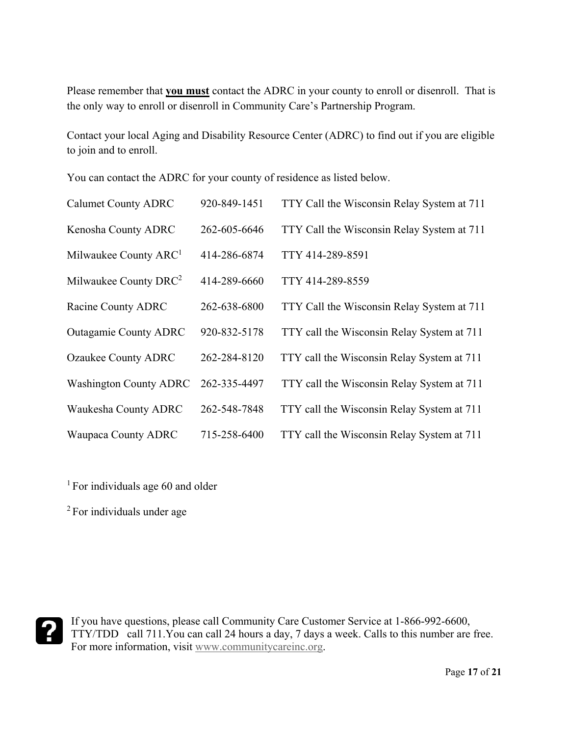Please remember that **<u>you must</u>** contact the ADRC in your county to enroll or disenroll. That is the only way to enroll or disenroll in Community Care's Partnership Program.

Contact your local Aging and Disability Resource Center (ADRC) to find out if you are eligible to join and to enroll.

You can contact the ADRC for your county of residence as listed below.

| | | |
|---|---|---|
| Calumet County ADRC | 920-849-1451 | TTY Call the Wisconsin Relay System at 711 |
| Kenosha County ADRC | 262-605-6646 | TTY Call the Wisconsin Relay System at 711 |
| Milwaukee County ARC[1] | 414-286-6874 | TTY 414-289-8591 |
| Milwaukee County DRC[2] | 414-289-6660 | TTY 414-289-8559 |
| Racine County ADRC | 262-638-6800 | TTY Call the Wisconsin Relay System at 711 |
| Outagamie County ADRC | 920-832-5178 | TTY call the Wisconsin Relay System at 711 |
| Ozaukee County ADRC | 262-284-8120 | TTY call the Wisconsin Relay System at 711 |
| Washington County ADRC | 262-335-4497 | TTY call the Wisconsin Relay System at 711 |
| Waukesha County ADRC | 262-548-7848 | TTY call the Wisconsin Relay System at 711 |
| Waupaca County ADRC | 715-258-6400 | TTY call the Wisconsin Relay System at 711 |

[1] For individuals age 60 and older

[2] For individuals under age

If you have questions, please call Community Care Customer Service at 1-866-992-6600, TTY/TDD call 711.You can call 24 hours a day, 7 days a week. Calls to this number are free. For more information, visit www.communitycareinc.org.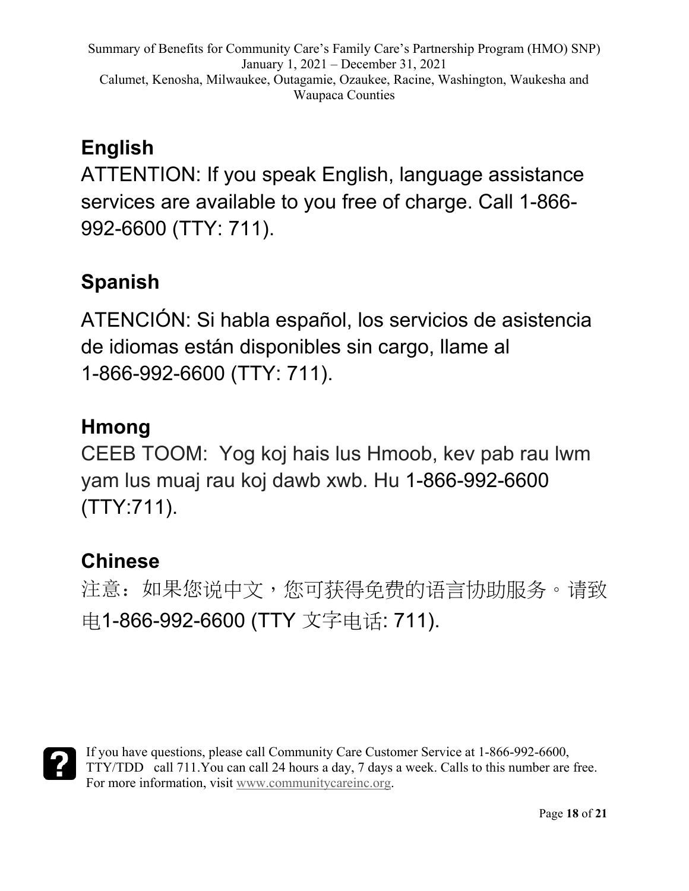## English

ATTENTION: If you speak English, language assistance services are available to you free of charge. Call 1-866-992-6600 (TTY: 711).

## Spanish

ATENCIÓN: Si habla español, los servicios de asistencia de idiomas están disponibles sin cargo, llame al 1-866-992-6600 (TTY: 711).

## Hmong

CEEB TOOM: Yog koj hais lus Hmoob, kev pab rau lwm yam lus muaj rau koj dawb xwb. Hu 1-866-992-6600 (TTY:711).

## Chinese

注意：如果您说中文，您可获得免费的语言协助服务。请致电1-866-992-6600 (TTY 文字电话: 711).

If you have questions, please call Community Care Customer Service at 1-866-992-6600, TTY/TDD call 711.You can call 24 hours a day, 7 days a week. Calls to this number are free. For more information, visit www.communitycareinc.org.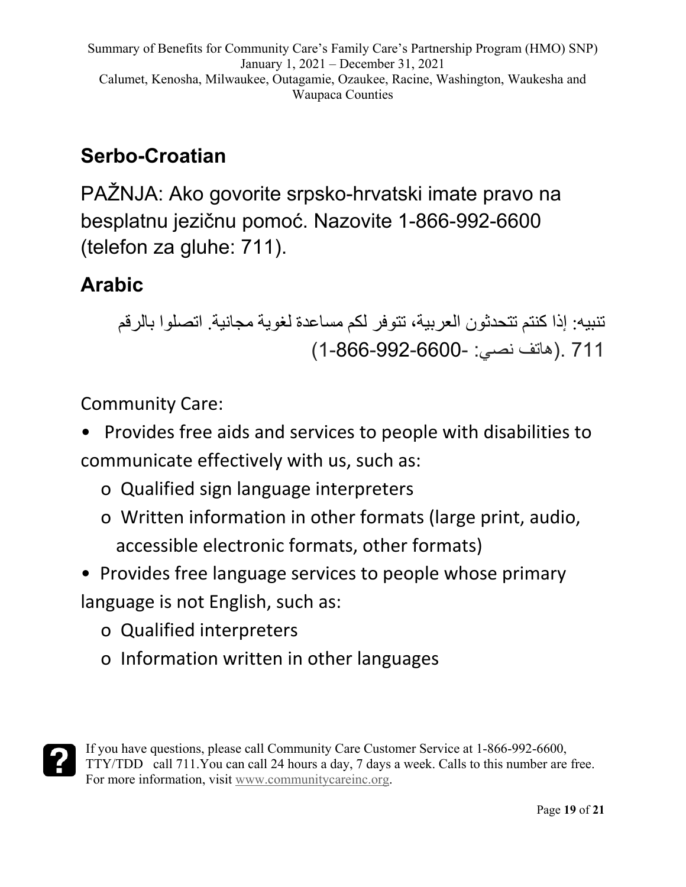## Serbo-Croatian

PAŽNJA: Ako govorite srpsko-hrvatski imate pravo na besplatnu jezičnu pomoć. Nazovite 1-866-992-6600 (telefon za gluhe: 711).

## Arabic

تنبيه: إذا كنتم تتحدثون العربية، تتوفر لكم مساعدة لغوية مجانية. اتصلوا بالرقم 1-866-992-6600- (هاتف نصي: 711).

Community Care:

- Provides free aids and services to people with disabilities to communicate effectively with us, such as:
  - Qualified sign language interpreters
  - Written information in other formats (large print, audio, accessible electronic formats, other formats)
- Provides free language services to people whose primary language is not English, such as:
  - Qualified interpreters
  - Information written in other languages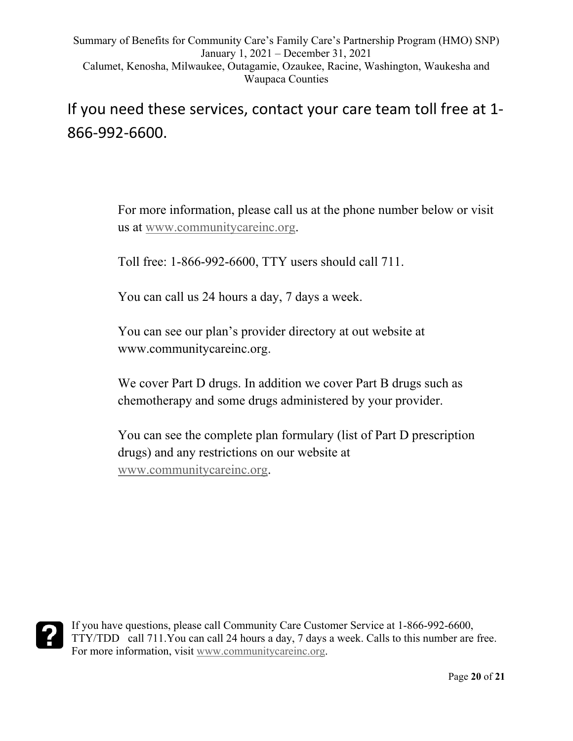If you need these services, contact your care team toll free at 1-866-992-6600.

For more information, please call us at the phone number below or visit us at www.communitycareinc.org.

Toll free: 1-866-992-6600, TTY users should call 711.

You can call us 24 hours a day, 7 days a week.

You can see our plan's provider directory at out website at www.communitycareinc.org.

We cover Part D drugs. In addition we cover Part B drugs such as chemotherapy and some drugs administered by your provider.

You can see the complete plan formulary (list of Part D prescription drugs) and any restrictions on our website at www.communitycareinc.org.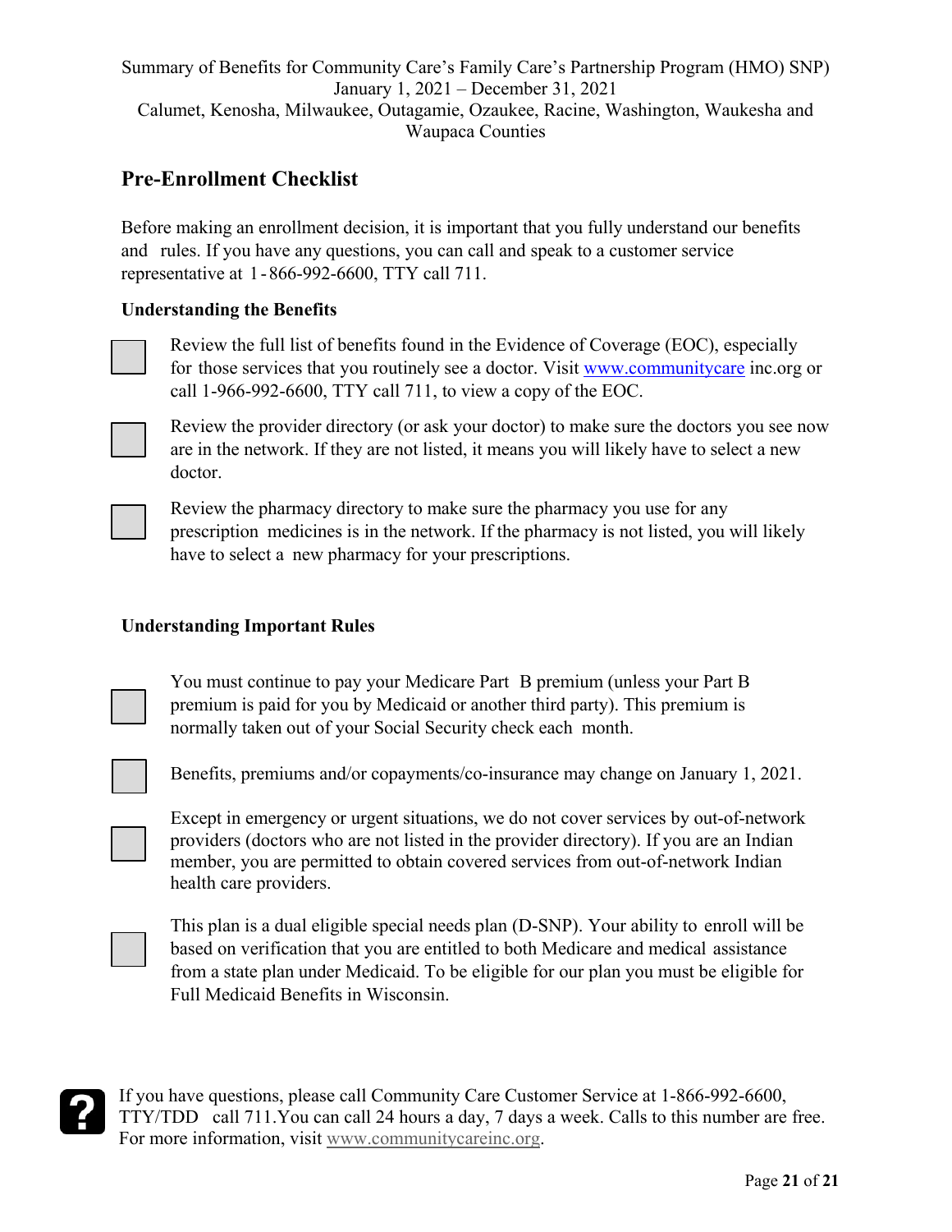## Pre-Enrollment Checklist

Before making an enrollment decision, it is important that you fully understand our benefits and rules. If you have any questions, you can call and speak to a customer service representative at 1-866-992-6600, TTY call 711.

### Understanding the Benefits

- ☐ Review the full list of benefits found in the Evidence of Coverage (EOC), especially for those services that you routinely see a doctor. Visit www.communitycare inc.org or call 1-966-992-6600, TTY call 711, to view a copy of the EOC.
- ☐ Review the provider directory (or ask your doctor) to make sure the doctors you see now are in the network. If they are not listed, it means you will likely have to select a new doctor.
- ☐ Review the pharmacy directory to make sure the pharmacy you use for any prescription medicines is in the network. If the pharmacy is not listed, you will likely have to select a new pharmacy for your prescriptions.

### Understanding Important Rules

- ☐ You must continue to pay your Medicare Part B premium (unless your Part B premium is paid for you by Medicaid or another third party). This premium is normally taken out of your Social Security check each month.
- ☐ Benefits, premiums and/or copayments/co-insurance may change on January 1, 2021.
- ☐ Except in emergency or urgent situations, we do not cover services by out-of-network providers (doctors who are not listed in the provider directory). If you are an Indian member, you are permitted to obtain covered services from out-of-network Indian health care providers.
- ☐ This plan is a dual eligible special needs plan (D-SNP). Your ability to enroll will be based on verification that you are entitled to both Medicare and medical assistance from a state plan under Medicaid. To be eligible for our plan you must be eligible for Full Medicaid Benefits in Wisconsin.

If you have questions, please call Community Care Customer Service at 1-866-992-6600, TTY/TDD call 711.You can call 24 hours a day, 7 days a week. Calls to this number are free. For more information, visit www.communitycareinc.org.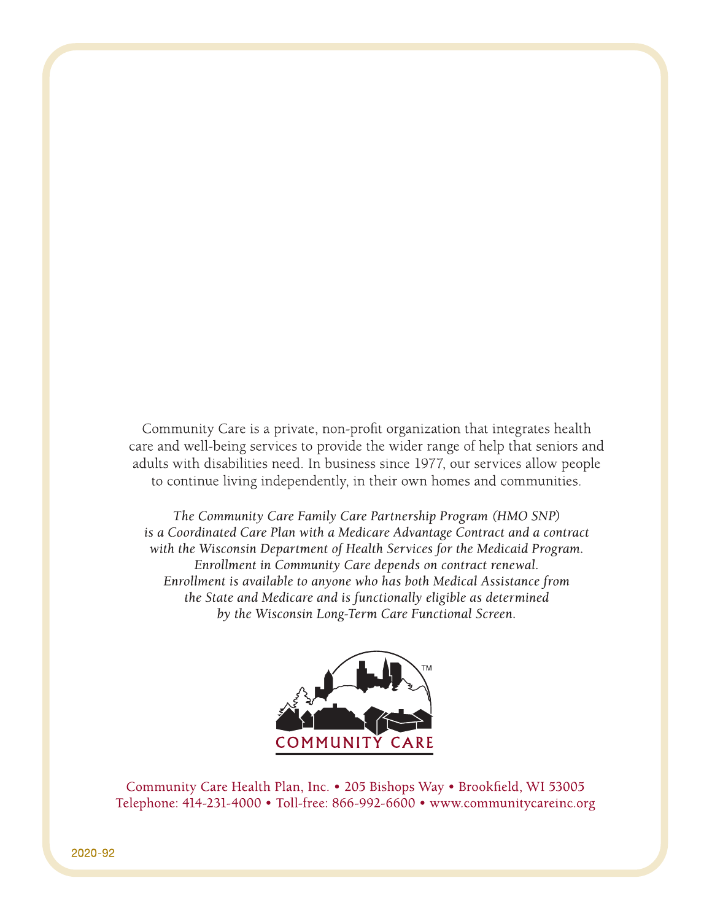Community Care is a private, non-profit organization that integrates health care and well-being services to provide the wider range of help that seniors and adults with disabilities need. In business since 1977, our services allow people to continue living independently, in their own homes and communities.

*The Community Care Family Care Partnership Program (HMO SNP) is a Coordinated Care Plan with a Medicare Advantage Contract and a contract with the Wisconsin Department of Health Services for the Medicaid Program. Enrollment in Community Care depends on contract renewal. Enrollment is available to anyone who has both Medical Assistance from the State and Medicare and is functionally eligible as determined by the Wisconsin Long-Term Care Functional Screen.*

COMMUNITY CARE™

Community Care Health Plan, Inc. • 205 Bishops Way • Brookfield, WI 53005
Telephone: 414-231-4000 • Toll-free: 866-992-6600 • www.communitycareinc.org

2020-92